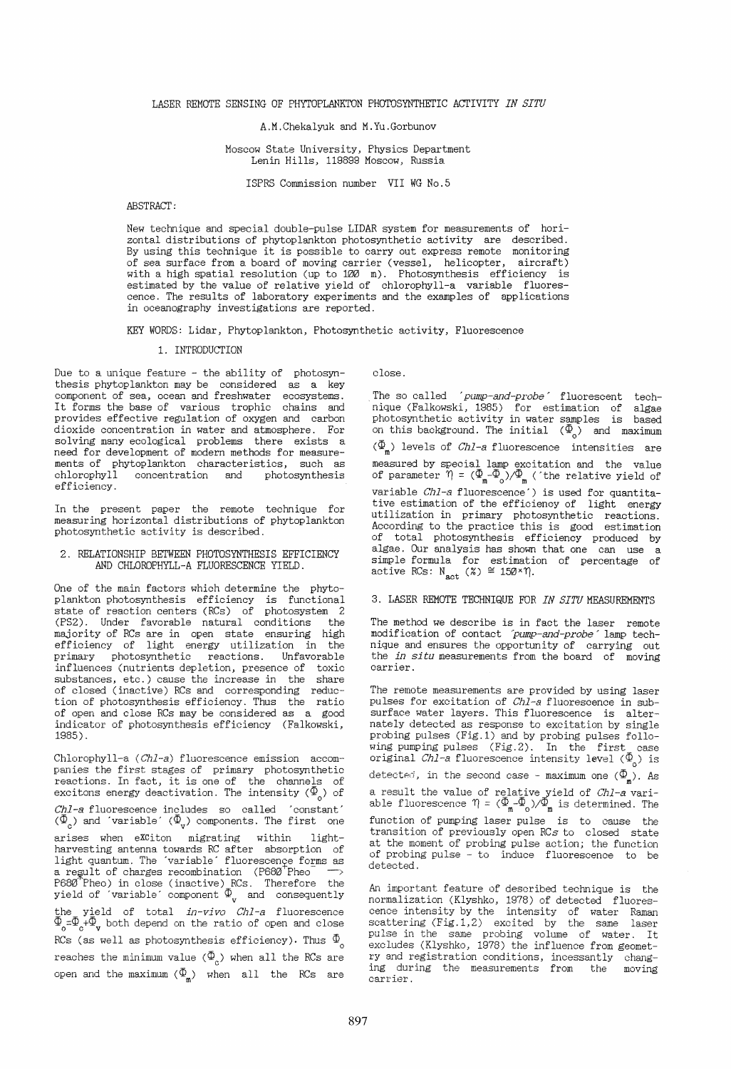# LASER REMOTE SENSING OF PHYTOPLANKTON PHOTOSYNTHETIC ACTIVITY *IN SITU*

A.M.Chekalyuk and M.Yu.Gorbunov

Moscow State University, Physics Department
Lenin Hills, 119899 Moscow, Russia

ISPRS Commission number VII WG No.5

ABSTRACT:

New technique and special double-pulse LIDAR system for measurements of horizontal distributions of phytoplankton photosynthetic activity are described. By using this technique it is possible to carry out express remote monitoring of sea surface from a board of moving carrier (vessel, helicopter, aircraft) with a high spatial resolution (up to 100 m). Photosynthesis efficiency is estimated by the value of relative yield of chlorophyll-a variable fluorescence. The results of laboratory experiments and the examples of applications in oceanography investigations are reported.

KEY WORDS: Lidar, Phytoplankton, Photosynthetic activity, Fluorescence

## 1. INTRODUCTION

Due to a unique feature - the ability of photosynthesis phytoplankton may be considered as a key component of sea, ocean and freshwater ecosystems. It forms the base of various trophic chains and provides effective regulation of oxygen and carbon dioxide concentration in water and atmosphere. For solving many ecological problems there exists a need for development of modern methods for measurements of phytoplankton characteristics, such as chlorophyll concentration and photosynthesis efficiency.

In the present paper the remote technique for measuring horizontal distributions of phytoplankton photosynthetic activity is described.

## 2. RELATIONSHIP BETWEEN PHOTOSYNTHESIS EFFICIENCY AND CHLOROPHYLL-A FLUORESCENCE YIELD.

One of the main factors which determine the phytoplankton photosynthesis efficiency is functional state of reaction centers (RCs) of photosystem 2 (PS2). Under favorable natural conditions the majority of RCs are in open state ensuring high efficiency of light energy utilization in the primary photosynthetic reactions. Unfavorable influences (nutrients depletion, presence of toxic substances, etc.) cause the increase in the share of closed (inactive) RCs and corresponding reduction of photosynthesis efficiency. Thus the ratio of open and close RCs may be considered as a good indicator of photosynthesis efficiency (Falkowski, 1985).

Chlorophyll-a (*Chl-a*) fluorescence emission accompanies the first stages of primary photosynthetic reactions. In fact, it is one of the channels of excitons energy deactivation. The intensity ($\Phi_o$) of *Chl-a* fluorescence includes so called 'constant' ($\Phi_c$) and 'variable' ($\Phi_v$) components. The first one arises when exciton migrating within light-harvesting antenna towards RC after absorption of light quantum. The 'variable' fluorescence forms as a result of charges recombination ($P680^+Pheo^- \rightarrow P680^*Pheo$) in close (inactive) RCs. Therefore the yield of 'variable' component $\Phi_v$ and consequently the yield of total *in-vivo Chl-a* fluorescence $\Phi_o=\Phi_c+\Phi_v$ both depend on the ratio of open and close RCs (as well as photosynthesis efficiency). Thus $\Phi_o$ reaches the minimum value ($\Phi_c$) when all the RCs are open and the maximum ($\Phi_m$) when all the RCs are close.

The so called *'pump-and-probe'* fluorescent technique (Falkowski, 1985) for estimation of algae photosynthetic activity in water samples is based on this background. The initial ($\Phi_o$) and maximum ($\Phi_m$) levels of *Chl-a* fluorescence intensities are measured by special lamp excitation and the value of parameter $\eta = (\Phi_m-\Phi_o)/\Phi_m$ ('the relative yield of variable *Chl-a* fluorescence') is used for quantitative estimation of the efficiency of light energy utilization in primary photosynthetic reactions. According to the practice this is good estimation of total photosynthesis efficiency produced by algae. Our analysis has shown that one can use a simple formula for estimation of percentage of active RCs: $N_{act}$ (%) $\cong 150{*}\eta$.

## 3. LASER REMOTE TECHNIQUE FOR *IN SITU* MEASUREMENTS

The method we describe is in fact the laser remote modification of contact *'pump-and-probe'* lamp technique and ensures the opportunity of carrying out the *in situ* measurements from the board of moving carrier.

The remote measurements are provided by using laser pulses for excitation of *Chl-a* fluorescence in subsurface water layers. This fluorescence is alternately detected as response to excitation by single probing pulses (Fig.1) and by probing pulses following pumping pulses (Fig.2). In the first case original *Chl-a* fluorescence intensity level ($\Phi_o$) is detected, in the second case - maximum one ($\Phi_m$). As a result the value of relative yield of *Chl-a* variable fluorescence $\eta = (\Phi_m-\Phi_o)/\Phi_m$ is determined. The function of pumping laser pulse is to cause the transition of previously open RCs to closed state at the moment of probing pulse action; the function of probing pulse - to induce fluorescence to be detected.

An important feature of described technique is the normalization (Klyshko, 1978) of detected fluorescence intensity by the intensity of water Raman scattering (Fig.1,2) excited by the same laser pulse in the same probing volume of water. It excludes (Klyshko, 1978) the influence from geometry and registration conditions, incessantly changing during the measurements from the moving carrier.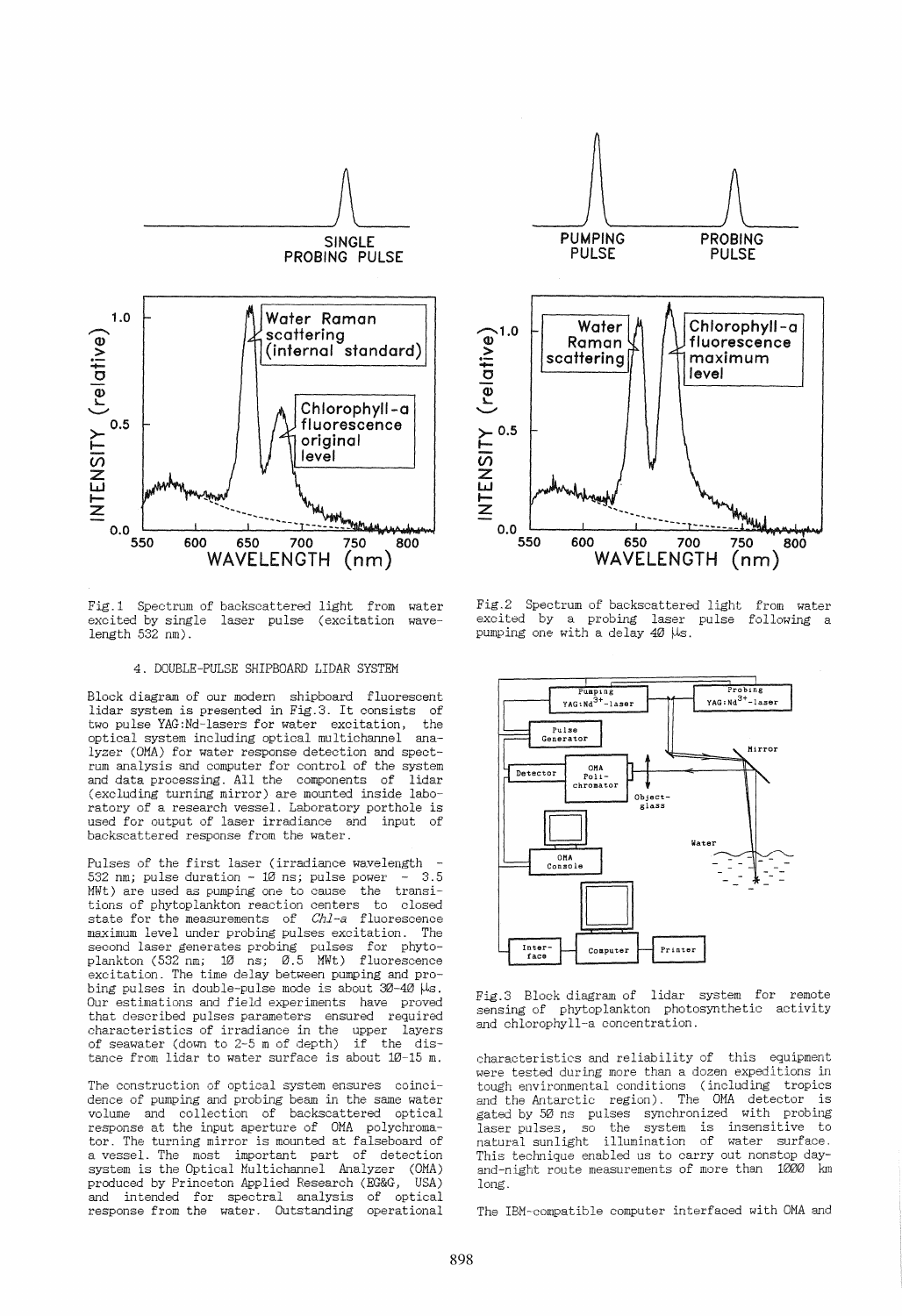Fig.1 Spectrum of backscattered light from water excited by single laser pulse (excitation wavelength 532 nm).

Fig.2 Spectrum of backscattered light from water excited by a probing laser pulse following a pumping one with a delay 40 μs.

## 4. DOUBLE-PULSE SHIPBOARD LIDAR SYSTEM

Block diagram of our modern shipboard fluorescent lidar system is presented in Fig.3. It consists of two pulse YAG:Nd-lasers for water excitation, the optical system including optical multichannel analyzer (OMA) for water response detection and spectrum analysis and computer for control of the system and data processing. All the components of lidar (excluding turning mirror) are mounted inside laboratory of a research vessel. Laboratory porthole is used for output of laser irradiance and input of backscattered response from the water.

Pulses of the first laser (irradiance wavelength - 532 nm; pulse duration - 10 ns; pulse power - 3.5 MWt) are used as pumping one to cause the transitions of phytoplankton reaction centers to closed state for the measurements of *Chl-a* fluorescence maximum level under probing pulses excitation. The second laser generates probing pulses for phytoplankton (532 nm; 10 ns; 0.5 MWt) fluorescence excitation. The time delay between pumping and probing pulses in double-pulse mode is about 30-40 μs. Our estimations and field experiments have proved that described pulses parameters ensured required characteristics of irradiance in the upper layers of seawater (down to 2-5 m of depth) if the distance from lidar to water surface is about 10-15 m.

The construction of optical system ensures coincidence of pumping and probing beam in the same water volume and collection of backscattered optical response at the input aperture of OMA polychromator. The turning mirror is mounted at falseboard of a vessel. The most important part of detection system is the Optical Multichannel Analyzer (OMA) produced by Princeton Applied Research (EG&G, USA) and intended for spectral analysis of optical response from the water. Outstanding operational characteristics and reliability of this equipment were tested during more than a dozen expeditions in tough environmental conditions (including tropics and the Antarctic region). The OMA detector is gated by 50 ns pulses synchronized with probing laser pulses, so the system is insensitive to natural sunlight illumination of water surface. This technique enabled us to carry out nonstop day-and-night route measurements of more than 1000 km long.

Fig.3 Block diagram of lidar system for remote sensing of phytoplankton photosynthetic activity and chlorophyll-a concentration.

The IBM-compatible computer interfaced with OMA and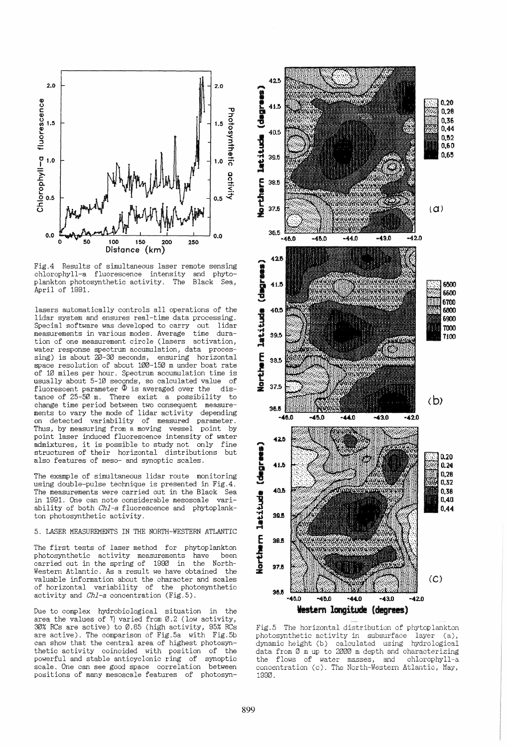Fig.4 Results of simultaneous laser remote sensing chlorophyll-a fluorescence intensity and phytoplankton photosynthetic activity. The Black Sea, April of 1991.

lasers automatically controls all operations of the lidar system and ensures real-time data processing. Special software was developed to carry out lidar measurements in various modes. Average time duration of one measurement circle (lasers activation, water response spectrum accumulation, data processing) is about 20-30 seconds, ensuring horizontal space resolution of about 100-150 m under boat rate of 10 miles per hour. Spectrum accumulation time is usually about 5-10 seconds, so calculated value of fluorescent parameter $\Phi$ is averaged over the distance of 25-50 m. There exist a possibility to change time period between two consequent measurements to vary the mode of lidar activity depending on detected variability of measured parameter. Thus, by measuring from a moving vessel point by point laser induced fluorescence intensity of water admixtures, it is possible to study not only fine structures of their horizontal distributions but also features of meso- and synoptic scales.

The example of simultaneous lidar route monitoring using double-pulse technique is presented in Fig.4. The measurements were carried out in the Black Sea in 1991. One can note considerable mesoscale variability of both *Chl-a* fluorescence and phytoplankton photosynthetic activity.

## 5. LASER MEASUREMENTS IN THE NORTH-WESTERN ATLANTIC

The first tests of laser method for phytoplankton photosynthetic activity measurements have been carried out in the spring of 1990 in the North-Western Atlantic. As a result we have obtained the valuable information about the character and scales of horizontal variability of the photosynthetic activity and *Chl-a* concentration (Fig.5).

Due to complex hydrobiological situation in the area the values of $\eta$ varied from 0.2 (low activity, 30% RCs are active) to 0.65 (high activity, 95% RCs are active). The comparison of Fig.5a with Fig.5b can show that the central area of highest photosynthetic activity coincided with position of the powerful and stable anticyclonic ring of synoptic scale. One can see good space correlation between positions of many mesoscale features of photosyn-

Fig.5 The horizontal distribution of phytoplankton photosynthetic activity in subsurface layer (a), dynamic height (b) calculated using hydrological data from 0 m up to 2000 m depth and characterizing the flows of water masses, and chlorophyll-a concentration (c). The North-Western Atlantic, May, 1990.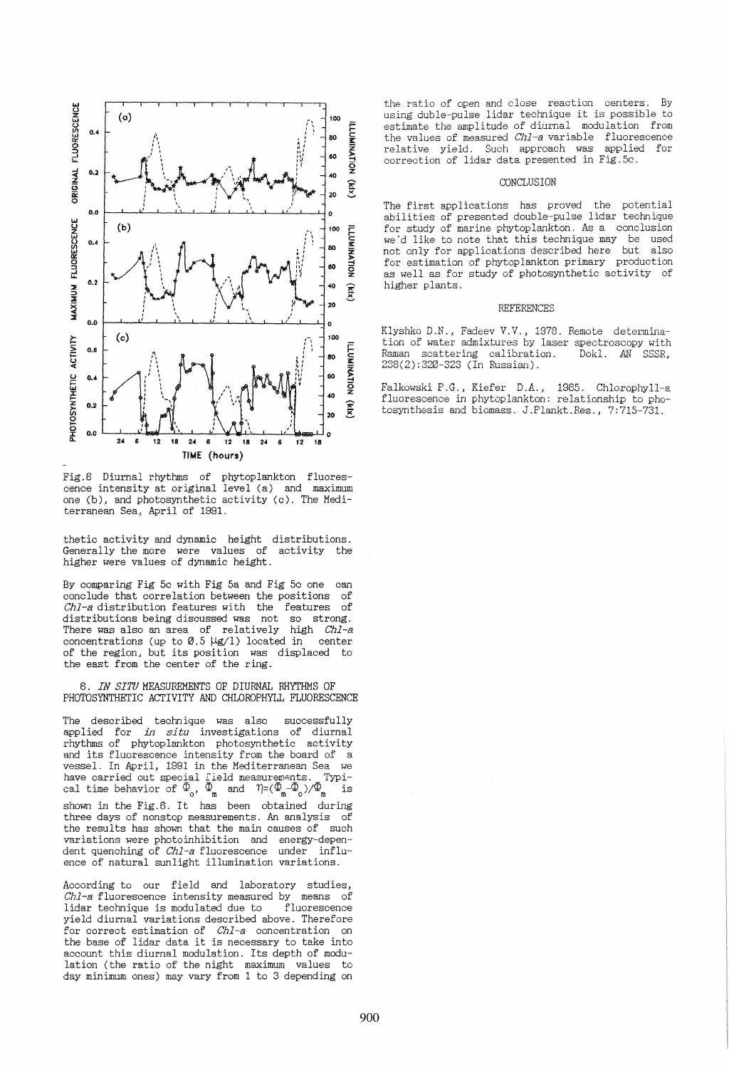ORIGINAL FLUORESCENCE

(a)

0.4

0.2

0.0

MAXIMUM FLUORESCENCE

(b)

0.4

0.2

0.0

PHOTOSYNTHETIC ACTIVITY

(c)

0.6

0.4

0.2

0.0

ILLUMINATION (klx)

100 80 60 40 20 0

24 6 12 18 24 6 12 18 24 6 12 18

TIME (hours)

Fig.6 Diurnal rhythms of phytoplankton fluorescence intensity at original level (a) and maximum one (b), and photosynthetic activity (c). The Mediterranean Sea, April of 1991.

thetic activity and dynamic height distributions. Generally the more were values of activity the higher were values of dynamic height.

By comparing Fig 5c with Fig 5a and Fig 5c one can conclude that correlation between the positions of *Chl-a* distribution features with the features of distributions being discussed was not so strong. There was also an area of relatively high *Chl-a* concentrations (up to 0.5 µg/l) located in center of the region, but its position was displaced to the east from the center of the ring.

## 6. *IN SITU* MEASUREMENTS OF DIURNAL RHYTHMS OF PHOTOSYNTHETIC ACTIVITY AND CHLOROPHYLL FLUORESCENCE

The described technique was also successfully applied for *in situ* investigations of diurnal rhythms of phytoplankton photosynthetic activity and its fluorescence intensity from the board of a vessel. In April, 1991 in the Mediterranean Sea we have carried out special field measurements. Typical time behavior of $\Phi_o$, $\Phi_m$ and $\eta=(\Phi_m-\Phi_o)/\Phi_m$ is shown in the Fig.6. It has been obtained during three days of nonstop measurements. An analysis of the results has shown that the main causes of such variations were photoinhibition and energy-dependent quenching of *Chl-a* fluorescence under influence of natural sunlight illumination variations.

According to our field and laboratory studies, *Chl-a* fluorescence intensity measured by means of lidar technique is modulated due to fluorescence yield diurnal variations described above. Therefore for correct estimation of *Chl-a* concentration on the base of lidar data it is necessary to take into account this diurnal modulation. Its depth of modulation (the ratio of the night maximum values to day minimum ones) may vary from 1 to 3 depending on the ratio of open and close reaction centers. By using duble-pulse lidar technique it is possible to estimate the amplitude of diurnal modulation from the values of measured *Chl-a* variable fluorescence relative yield. Such approach was applied for correction of lidar data presented in Fig.5c.

## CONCLUSION

The first applications has proved the potential abilities of presented double-pulse lidar technique for study of marine phytoplankton. As a conclusion we'd like to note that this technique may be used not only for applications described here but also for estimation of phytoplankton primary production as well as for study of photosynthetic activity of higher plants.

## REFERENCES

Klyshko D.N., Fadeev V.V., 1978. Remote determination of water admixtures by laser spectroscopy with Raman scattering calibration. Dokl. AN SSSR, 238(2):320-323 (In Russian).

Falkowski P.G., Kiefer D.A., 1985. Chlorophyll-a fluorescence in phytoplankton: relationship to photosynthesis and biomass. J.Plankt.Res., 7:715-731.